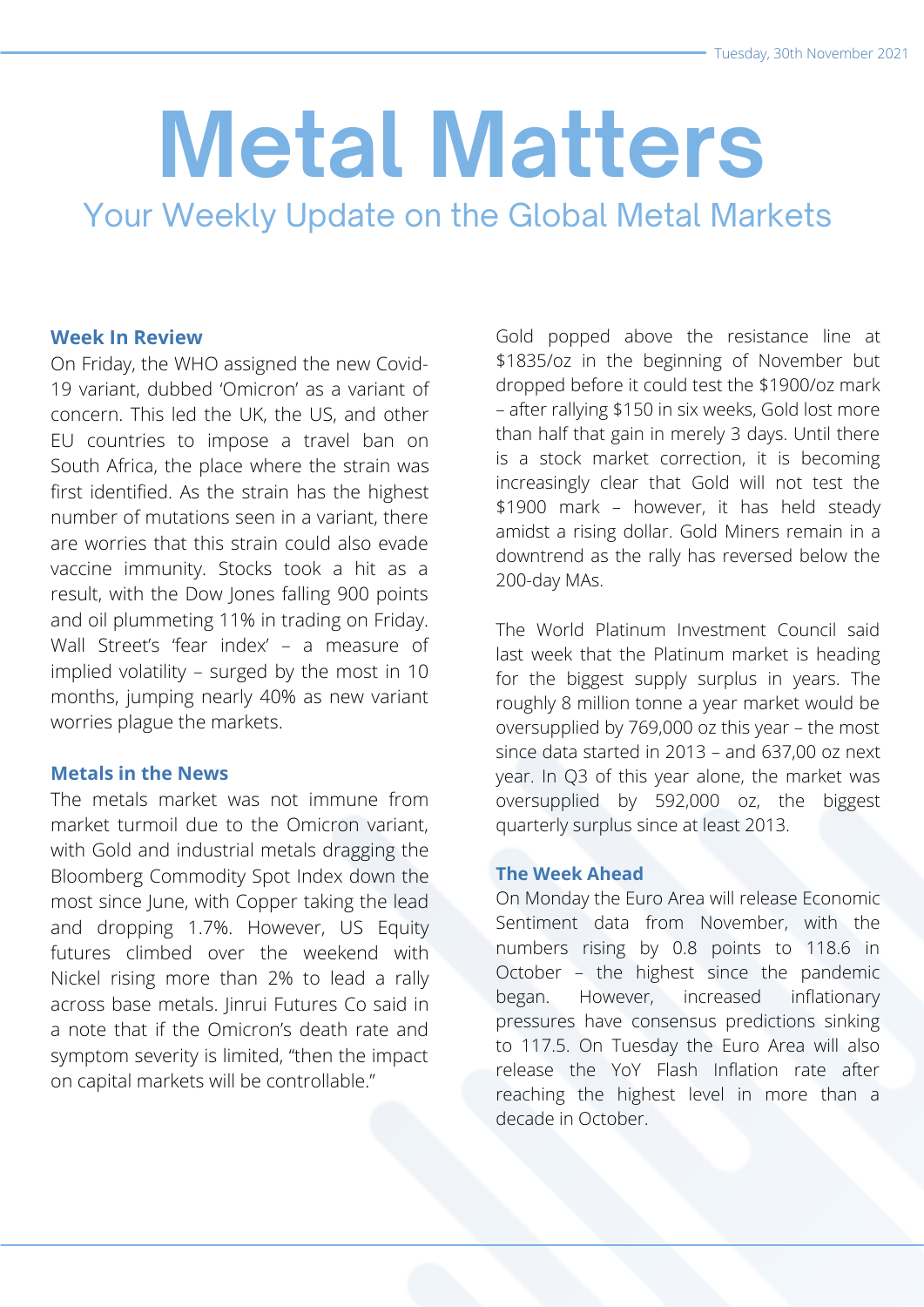Tuesday, 30th November 2021

# Metal Matters

## Your Weekly Update on the Global Metal Markets

### Week In Review

On Friday, the WHO assigned the new Covid-19 variant, dubbed 'Omicron' as a variant of concern. This led the UK, the US, and other EU countries to impose a travel ban on South Africa, the place where the strain was first identified. As the strain has the highest number of mutations seen in a variant, there are worries that this strain could also evade vaccine immunity. Stocks took a hit as a result, with the Dow Jones falling 900 points and oil plummeting 11% in trading on Friday. Wall Street's 'fear index' – a measure of implied volatility – surged by the most in 10 months, jumping nearly 40% as new variant worries plague the markets.

### Metals in the News

The metals market was not immune from market turmoil due to the Omicron variant, with Gold and industrial metals dragging the Bloomberg Commodity Spot Index down the most since June, with Copper taking the lead and dropping 1.7%. However, US Equity futures climbed over the weekend with Nickel rising more than 2% to lead a rally across base metals. Jinrui Futures Co said in a note that if the Omicron's death rate and symptom severity is limited, "then the impact on capital markets will be controllable."

Gold popped above the resistance line at $1835/oz in the beginning of November but dropped before it could test the $1900/oz mark – after rallying $150 in six weeks, Gold lost more than half that gain in merely 3 days. Until there is a stock market correction, it is becoming increasingly clear that Gold will not test the $1900 mark – however, it has held steady amidst a rising dollar. Gold Miners remain in a downtrend as the rally has reversed below the 200-day MAs.

The World Platinum Investment Council said last week that the Platinum market is heading for the biggest supply surplus in years. The roughly 8 million tonne a year market would be oversupplied by 769,000 oz this year – the most since data started in 2013 – and 637,00 oz next year. In Q3 of this year alone, the market was oversupplied by 592,000 oz, the biggest quarterly surplus since at least 2013.

### The Week Ahead

On Monday the Euro Area will release Economic Sentiment data from November, with the numbers rising by 0.8 points to 118.6 in October – the highest since the pandemic began. However, increased inflationary pressures have consensus predictions sinking to 117.5. On Tuesday the Euro Area will also release the YoY Flash Inflation rate after reaching the highest level in more than a decade in October.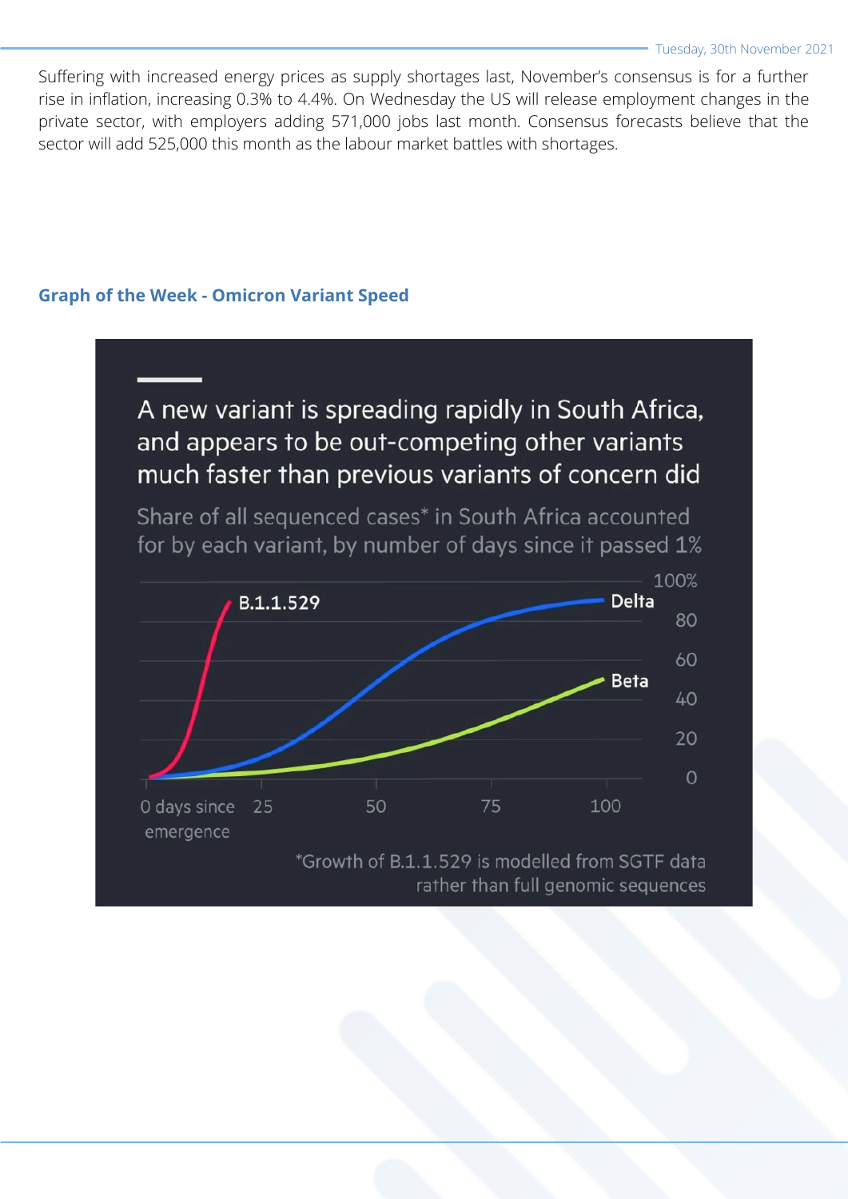Suffering with increased energy prices as supply shortages last, November's consensus is for a further rise in inflation, increasing 0.3% to 4.4%. On Wednesday the US will release employment changes in the private sector, with employers adding 571,000 jobs last month. Consensus forecasts believe that the sector will add 525,000 this month as the labour market battles with shortages.

### Graph of the Week - Omicron Variant Speed

A new variant is spreading rapidly in South Africa, and appears to be out-competing other variants much faster than previous variants of concern did

Share of all sequenced cases* in South Africa accounted for by each variant, by number of days since it passed 1%

B.1.1.529 | Delta | Beta

100% | 80 | 60 | 40 | 20 | 0

0 days since emergence | 25 | 50 | 75 | 100

*Growth of B.1.1.529 is modelled from SGTF data rather than full genomic sequences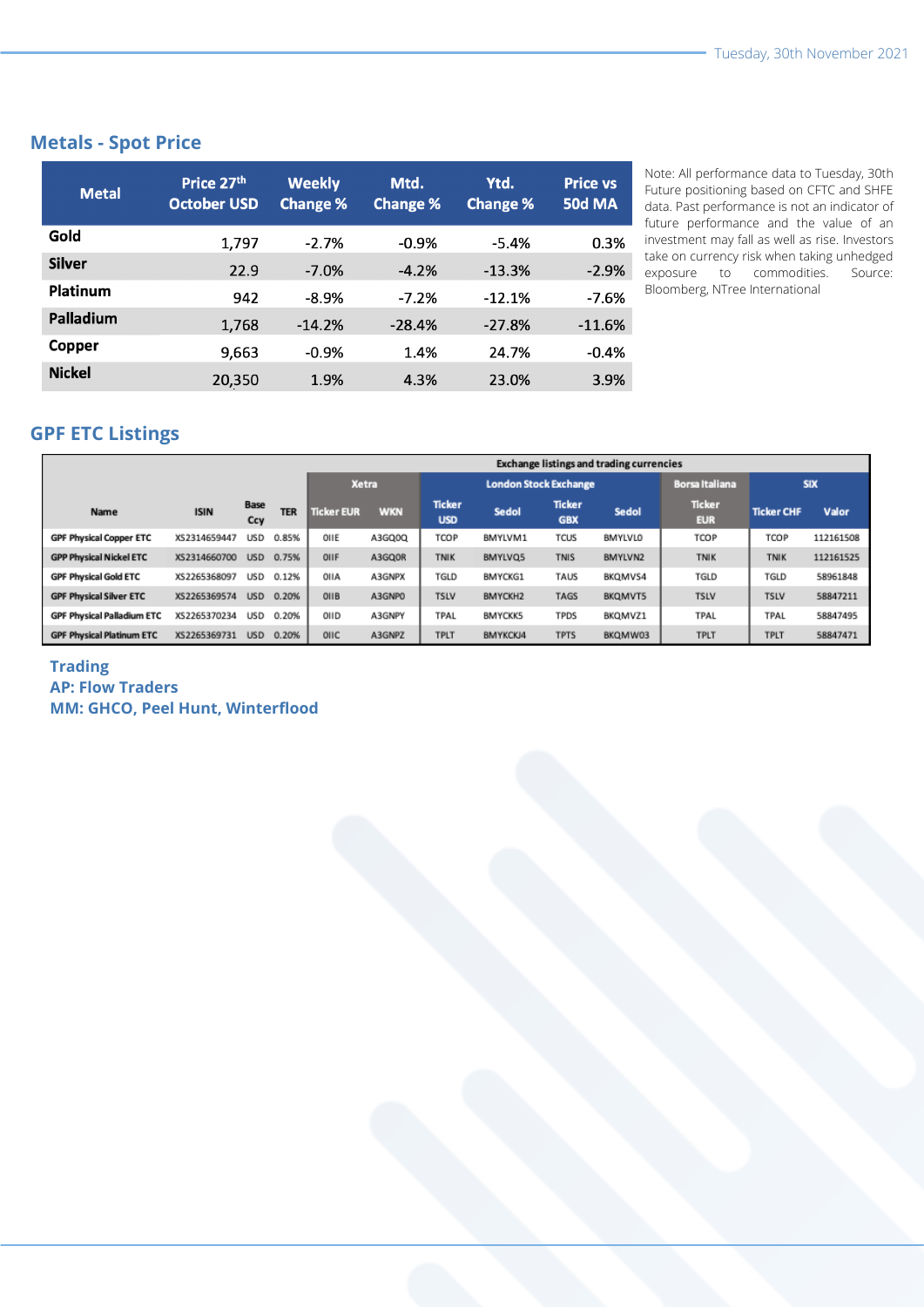## Metals - Spot Price

| Metal | Price 27th October USD | Weekly Change % | Mtd. Change % | Ytd. Change % | Price vs 50d MA |
|---|---|---|---|---|---|
| Gold | 1,797 | -2.7% | -0.9% | -5.4% | 0.3% |
| Silver | 22.9 | -7.0% | -4.2% | -13.3% | -2.9% |
| Platinum | 942 | -8.9% | -7.2% | -12.1% | -7.6% |
| Palladium | 1,768 | -14.2% | -28.4% | -27.8% | -11.6% |
| Copper | 9,663 | -0.9% | 1.4% | 24.7% | -0.4% |
| Nickel | 20,350 | 1.9% | 4.3% | 23.0% | 3.9% |

Note: All performance data to Tuesday, 30th Future positioning based on CFTC and SHFE data. Past performance is not an indicator of future performance and the value of an investment may fall as well as rise. Investors take on currency risk when taking unhedged exposure to commodities. Source: Bloomberg, NTree International

## GPF ETC Listings

| | | | | Exchange listings and trading currencies | | | | | | | | |
|---|---|---|---|---|---|---|---|---|---|---|---|---|
| | | | | Xetra | | London Stock Exchange | | | | Borsa Italiana | SIX | |
| Name | ISIN | Base Ccy | TER | Ticker EUR | WKN | Ticker USD | Sedol | Ticker GBX | Sedol | Ticker EUR | Ticker CHF | Valor |
| GPF Physical Copper ETC | XS2314659447 | USD | 0.85% | OIIE | A3GQ0Q | TCOP | BMYLVM1 | TCUS | BMYLVL0 | TCOP | TCOP | 112161508 |
| GPF Physical Nickel ETC | XS2314660700 | USD | 0.75% | OIIF | A3GQ0R | TNIK | BMYLVQ5 | TNIS | BMYLVN2 | TNIK | TNIK | 112161525 |
| GPF Physical Gold ETC | XS2265368097 | USD | 0.12% | OIIA | A3GNPX | TGLD | BMYCKG1 | TAUS | BKQMVS4 | TGLD | TGLD | 58961848 |
| GPF Physical Silver ETC | XS2265369574 | USD | 0.20% | OIIB | A3GNP0 | TSLV | BMYCKH2 | TAGS | BKQMVT5 | TSLV | TSLV | 58847211 |
| GPF Physical Palladium ETC | XS2265370234 | USD | 0.20% | OIID | A3GNPY | TPAL | BMYCKK5 | TPDS | BKQMVZ1 | TPAL | TPAL | 58847495 |
| GPF Physical Platinum ETC | XS2265369731 | USD | 0.20% | OIIC | A3GNPZ | TPLT | BMYKCKJ4 | TPTS | BKQMW03 | TPLT | TPLT | 58847471 |

**Trading**
**AP: Flow Traders**
**MM: GHCO, Peel Hunt, Winterflood**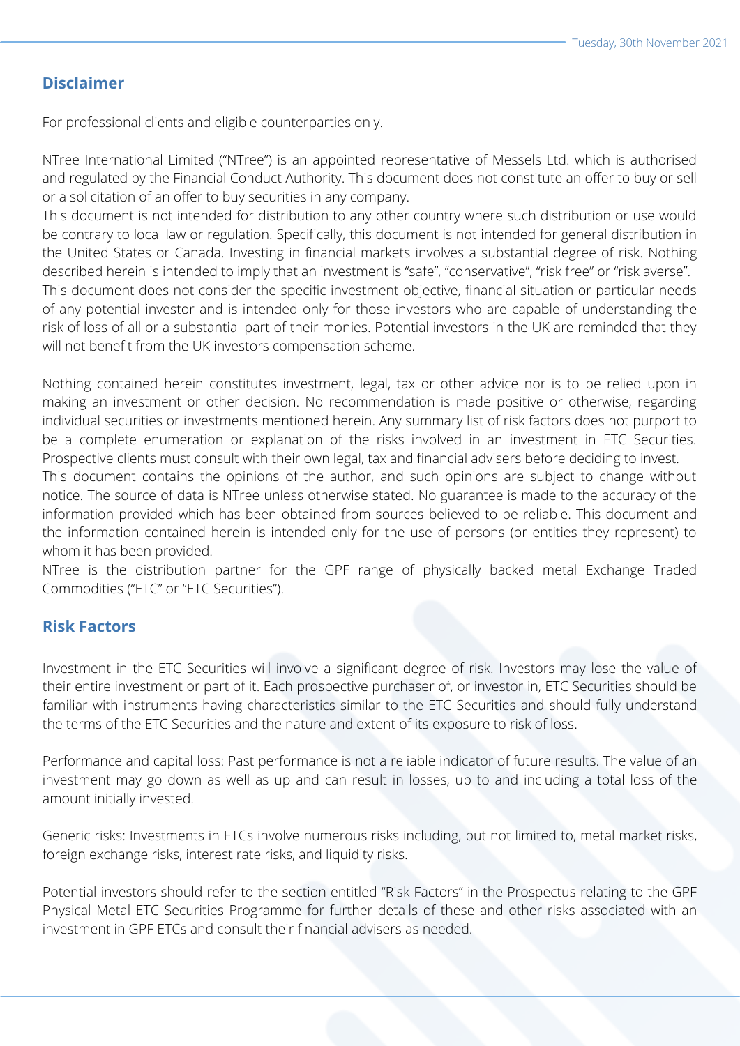## Disclaimer

For professional clients and eligible counterparties only.

NTree International Limited ("NTree") is an appointed representative of Messels Ltd. which is authorised and regulated by the Financial Conduct Authority. This document does not constitute an offer to buy or sell or a solicitation of an offer to buy securities in any company.

This document is not intended for distribution to any other country where such distribution or use would be contrary to local law or regulation. Specifically, this document is not intended for general distribution in the United States or Canada. Investing in financial markets involves a substantial degree of risk. Nothing described herein is intended to imply that an investment is "safe", "conservative", "risk free" or "risk averse".

This document does not consider the specific investment objective, financial situation or particular needs of any potential investor and is intended only for those investors who are capable of understanding the risk of loss of all or a substantial part of their monies. Potential investors in the UK are reminded that they will not benefit from the UK investors compensation scheme.

Nothing contained herein constitutes investment, legal, tax or other advice nor is to be relied upon in making an investment or other decision. No recommendation is made positive or otherwise, regarding individual securities or investments mentioned herein. Any summary list of risk factors does not purport to be a complete enumeration or explanation of the risks involved in an investment in ETC Securities. Prospective clients must consult with their own legal, tax and financial advisers before deciding to invest.

This document contains the opinions of the author, and such opinions are subject to change without notice. The source of data is NTree unless otherwise stated. No guarantee is made to the accuracy of the information provided which has been obtained from sources believed to be reliable. This document and the information contained herein is intended only for the use of persons (or entities they represent) to whom it has been provided.

NTree is the distribution partner for the GPF range of physically backed metal Exchange Traded Commodities ("ETC" or "ETC Securities").

## Risk Factors

Investment in the ETC Securities will involve a significant degree of risk. Investors may lose the value of their entire investment or part of it. Each prospective purchaser of, or investor in, ETC Securities should be familiar with instruments having characteristics similar to the ETC Securities and should fully understand the terms of the ETC Securities and the nature and extent of its exposure to risk of loss.

Performance and capital loss: Past performance is not a reliable indicator of future results. The value of an investment may go down as well as up and can result in losses, up to and including a total loss of the amount initially invested.

Generic risks: Investments in ETCs involve numerous risks including, but not limited to, metal market risks, foreign exchange risks, interest rate risks, and liquidity risks.

Potential investors should refer to the section entitled "Risk Factors" in the Prospectus relating to the GPF Physical Metal ETC Securities Programme for further details of these and other risks associated with an investment in GPF ETCs and consult their financial advisers as needed.